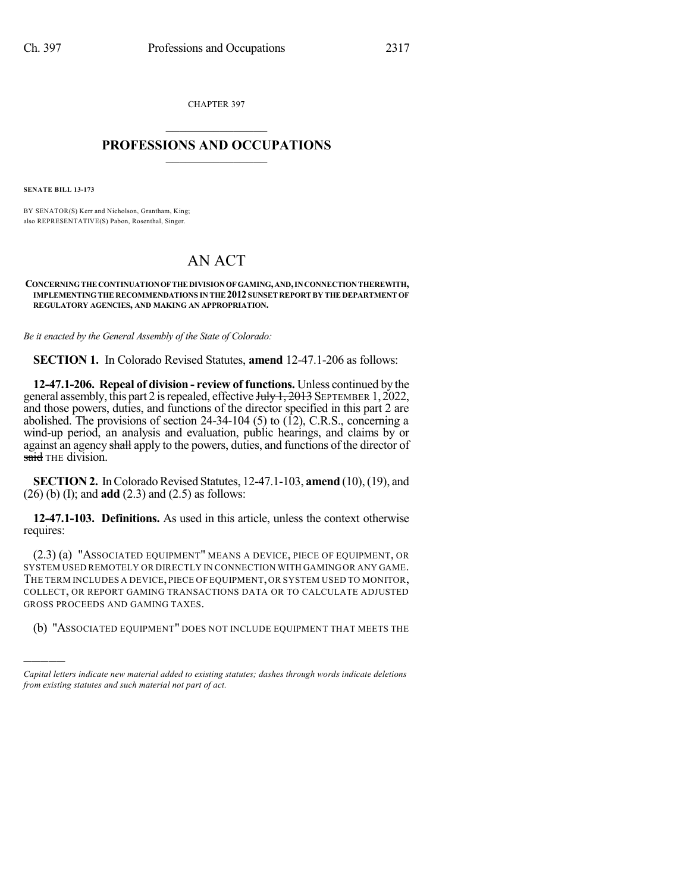CHAPTER 397

## PROFESSIONS AND OCCUPATIONS

**SENATE BILL 13-173**

BY SENATOR(S) Kerr and Nicholson, Grantham, King;
also REPRESENTATIVE(S) Pabon, Rosenthal, Singer.

# AN ACT

**CONCERNING THE CONTINUATION OF THE DIVISION OF GAMING, AND, IN CONNECTION THEREWITH, IMPLEMENTING THE RECOMMENDATIONS IN THE 2012 SUNSET REPORT BY THE DEPARTMENT OF REGULATORY AGENCIES, AND MAKING AN APPROPRIATION.**

*Be it enacted by the General Assembly of the State of Colorado:*

**SECTION 1.** In Colorado Revised Statutes, **amend** 12-47.1-206 as follows:

**12-47.1-206. Repeal of division - review of functions.** Unless continued by the general assembly, this part 2 is repealed, effective ~~July 1, 2013~~ SEPTEMBER 1, 2022, and those powers, duties, and functions of the director specified in this part 2 are abolished. The provisions of section 24-34-104 (5) to (12), C.R.S., concerning a wind-up period, an analysis and evaluation, public hearings, and claims by or against an agency ~~shall~~ apply to the powers, duties, and functions of the director of ~~said~~ THE division.

**SECTION 2.** In Colorado Revised Statutes, 12-47.1-103, **amend** (10), (19), and (26) (b) (I); and **add** (2.3) and (2.5) as follows:

**12-47.1-103. Definitions.** As used in this article, unless the context otherwise requires:

(2.3) (a) "ASSOCIATED EQUIPMENT" MEANS A DEVICE, PIECE OF EQUIPMENT, OR SYSTEM USED REMOTELY OR DIRECTLY IN CONNECTION WITH GAMING OR ANY GAME. THE TERM INCLUDES A DEVICE, PIECE OF EQUIPMENT, OR SYSTEM USED TO MONITOR, COLLECT, OR REPORT GAMING TRANSACTIONS DATA OR TO CALCULATE ADJUSTED GROSS PROCEEDS AND GAMING TAXES.

(b) "ASSOCIATED EQUIPMENT" DOES NOT INCLUDE EQUIPMENT THAT MEETS THE

*Capital letters indicate new material added to existing statutes; dashes through words indicate deletions from existing statutes and such material not part of act.*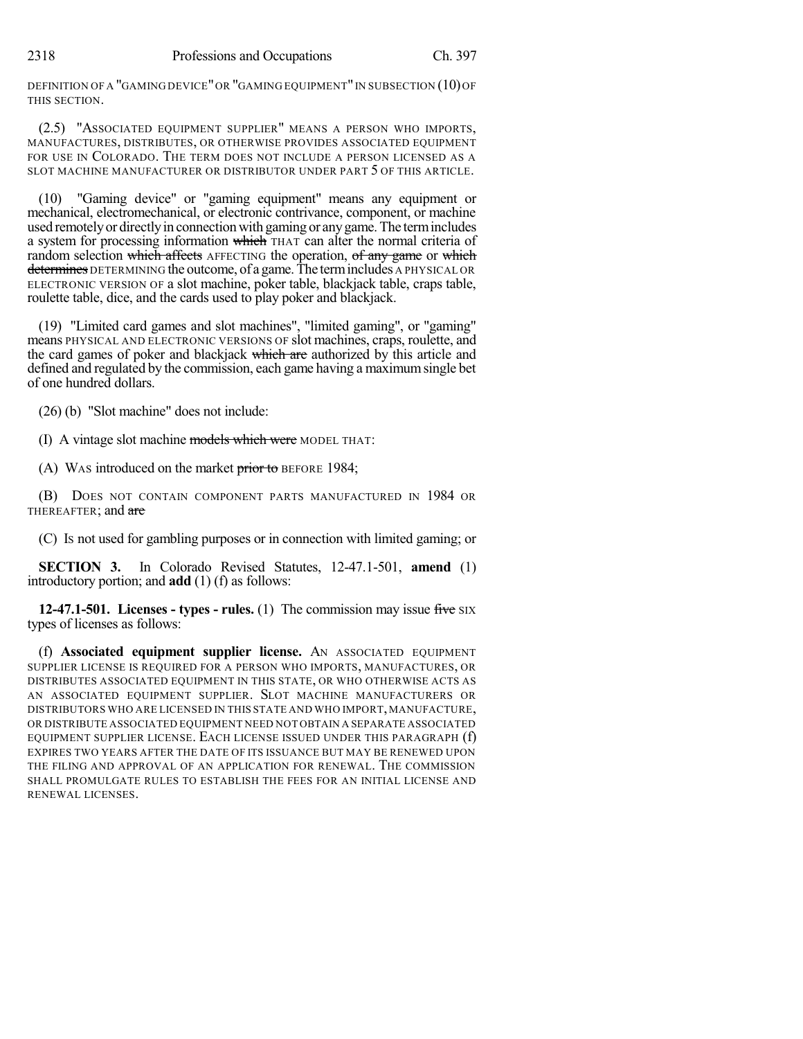DEFINITION OF A "GAMING DEVICE" OR "GAMING EQUIPMENT" IN SUBSECTION (10) OF THIS SECTION.

(2.5) "ASSOCIATED EQUIPMENT SUPPLIER" MEANS A PERSON WHO IMPORTS, MANUFACTURES, DISTRIBUTES, OR OTHERWISE PROVIDES ASSOCIATED EQUIPMENT FOR USE IN COLORADO. THE TERM DOES NOT INCLUDE A PERSON LICENSED AS A SLOT MACHINE MANUFACTURER OR DISTRIBUTOR UNDER PART 5 OF THIS ARTICLE.

(10) "Gaming device" or "gaming equipment" means any equipment or mechanical, electromechanical, or electronic contrivance, component, or machine used remotely or directly in connection with gaming or any game. The term includes a system for processing information ~~which~~ THAT can alter the normal criteria of random selection ~~which affects~~ AFFECTING the operation, ~~of any game~~ or ~~which determines~~ DETERMINING the outcome, of a game. The term includes A PHYSICAL OR ELECTRONIC VERSION OF a slot machine, poker table, blackjack table, craps table, roulette table, dice, and the cards used to play poker and blackjack.

(19) "Limited card games and slot machines", "limited gaming", or "gaming" means PHYSICAL AND ELECTRONIC VERSIONS OF slot machines, craps, roulette, and the card games of poker and blackjack ~~which are~~ authorized by this article and defined and regulated by the commission, each game having a maximum single bet of one hundred dollars.

(26) (b) "Slot machine" does not include:

(I) A vintage slot machine ~~models which were~~ MODEL THAT:

(A) WAS introduced on the market ~~prior to~~ BEFORE 1984;

(B) DOES NOT CONTAIN COMPONENT PARTS MANUFACTURED IN 1984 OR THEREAFTER; and ~~are~~

(C) Is not used for gambling purposes or in connection with limited gaming; or

**SECTION 3.** In Colorado Revised Statutes, 12-47.1-501, **amend** (1) introductory portion; and **add** (1) (f) as follows:

**12-47.1-501. Licenses - types - rules.** (1) The commission may issue ~~five~~ SIX types of licenses as follows:

(f) **Associated equipment supplier license.** AN ASSOCIATED EQUIPMENT SUPPLIER LICENSE IS REQUIRED FOR A PERSON WHO IMPORTS, MANUFACTURES, OR DISTRIBUTES ASSOCIATED EQUIPMENT IN THIS STATE, OR WHO OTHERWISE ACTS AS AN ASSOCIATED EQUIPMENT SUPPLIER. SLOT MACHINE MANUFACTURERS OR DISTRIBUTORS WHO ARE LICENSED IN THIS STATE AND WHO IMPORT, MANUFACTURE, OR DISTRIBUTE ASSOCIATED EQUIPMENT NEED NOT OBTAIN A SEPARATE ASSOCIATED EQUIPMENT SUPPLIER LICENSE. EACH LICENSE ISSUED UNDER THIS PARAGRAPH (f) EXPIRES TWO YEARS AFTER THE DATE OF ITS ISSUANCE BUT MAY BE RENEWED UPON THE FILING AND APPROVAL OF AN APPLICATION FOR RENEWAL. THE COMMISSION SHALL PROMULGATE RULES TO ESTABLISH THE FEES FOR AN INITIAL LICENSE AND RENEWAL LICENSES.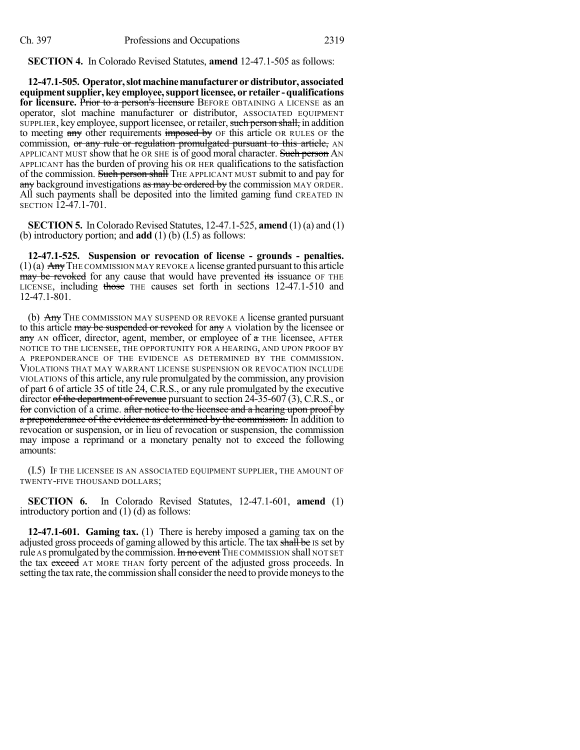**SECTION 4.** In Colorado Revised Statutes, **amend** 12-47.1-505 as follows:

**12-47.1-505. Operator, slot machine manufacturer or distributor, associated equipment supplier, key employee, support licensee, or retailer - qualifications for licensure.** ~~Prior to a person's licensure~~ BEFORE OBTAINING A LICENSE as an operator, slot machine manufacturer or distributor, ASSOCIATED EQUIPMENT SUPPLIER, key employee, support licensee, or retailer, ~~such person shall,~~ in addition to meeting ~~any~~ other requirements ~~imposed by~~ OF this article OR RULES OF the commission, ~~or any rule or regulation promulgated pursuant to this article,~~ AN APPLICANT MUST show that he OR SHE is of good moral character. ~~Such person~~ AN APPLICANT has the burden of proving his OR HER qualifications to the satisfaction of the commission. ~~Such person shall~~ THE APPLICANT MUST submit to and pay for ~~any~~ background investigations ~~as may be ordered by~~ the commission MAY ORDER. All such payments shall be deposited into the limited gaming fund CREATED IN SECTION 12-47.1-701.

**SECTION 5.** In Colorado Revised Statutes, 12-47.1-525, **amend** (1) (a) and (1) (b) introductory portion; and **add** (1) (b) (I.5) as follows:

**12-47.1-525. Suspension or revocation of license - grounds - penalties.** (1) (a) ~~Any~~ THE COMMISSION MAY REVOKE A license granted pursuant to this article ~~may be revoked~~ for any cause that would have prevented ~~its~~ issuance OF THE LICENSE, including ~~those~~ THE causes set forth in sections 12-47.1-510 and 12-47.1-801.

(b) ~~Any~~ THE COMMISSION MAY SUSPEND OR REVOKE A license granted pursuant to this article ~~may be suspended or revoked~~ for ~~any~~ A violation by the licensee or ~~any~~ AN officer, director, agent, member, or employee of ~~a~~ THE licensee, AFTER NOTICE TO THE LICENSEE, THE OPPORTUNITY FOR A HEARING, AND UPON PROOF BY A PREPONDERANCE OF THE EVIDENCE AS DETERMINED BY THE COMMISSION. VIOLATIONS THAT MAY WARRANT LICENSE SUSPENSION OR REVOCATION INCLUDE VIOLATIONS of this article, any rule promulgated by the commission, any provision of part 6 of article 35 of title 24, C.R.S., or any rule promulgated by the executive director ~~of the department of revenue~~ pursuant to section 24-35-607 (3), C.R.S., or ~~for~~ conviction of a crime. ~~after notice to the licensee and a hearing upon proof by a preponderance of the evidence as determined by the commission.~~ In addition to revocation or suspension, or in lieu of revocation or suspension, the commission may impose a reprimand or a monetary penalty not to exceed the following amounts:

(I.5) IF THE LICENSEE IS AN ASSOCIATED EQUIPMENT SUPPLIER, THE AMOUNT OF TWENTY-FIVE THOUSAND DOLLARS;

**SECTION 6.** In Colorado Revised Statutes, 12-47.1-601, **amend** (1) introductory portion and (1) (d) as follows:

**12-47.1-601. Gaming tax.** (1) There is hereby imposed a gaming tax on the adjusted gross proceeds of gaming allowed by this article. The tax ~~shall be~~ IS set by rule AS promulgated by the commission. ~~In no event~~ THE COMMISSION shall NOT SET the tax ~~exceed~~ AT MORE THAN forty percent of the adjusted gross proceeds. In setting the tax rate, the commission shall consider the need to provide moneys to the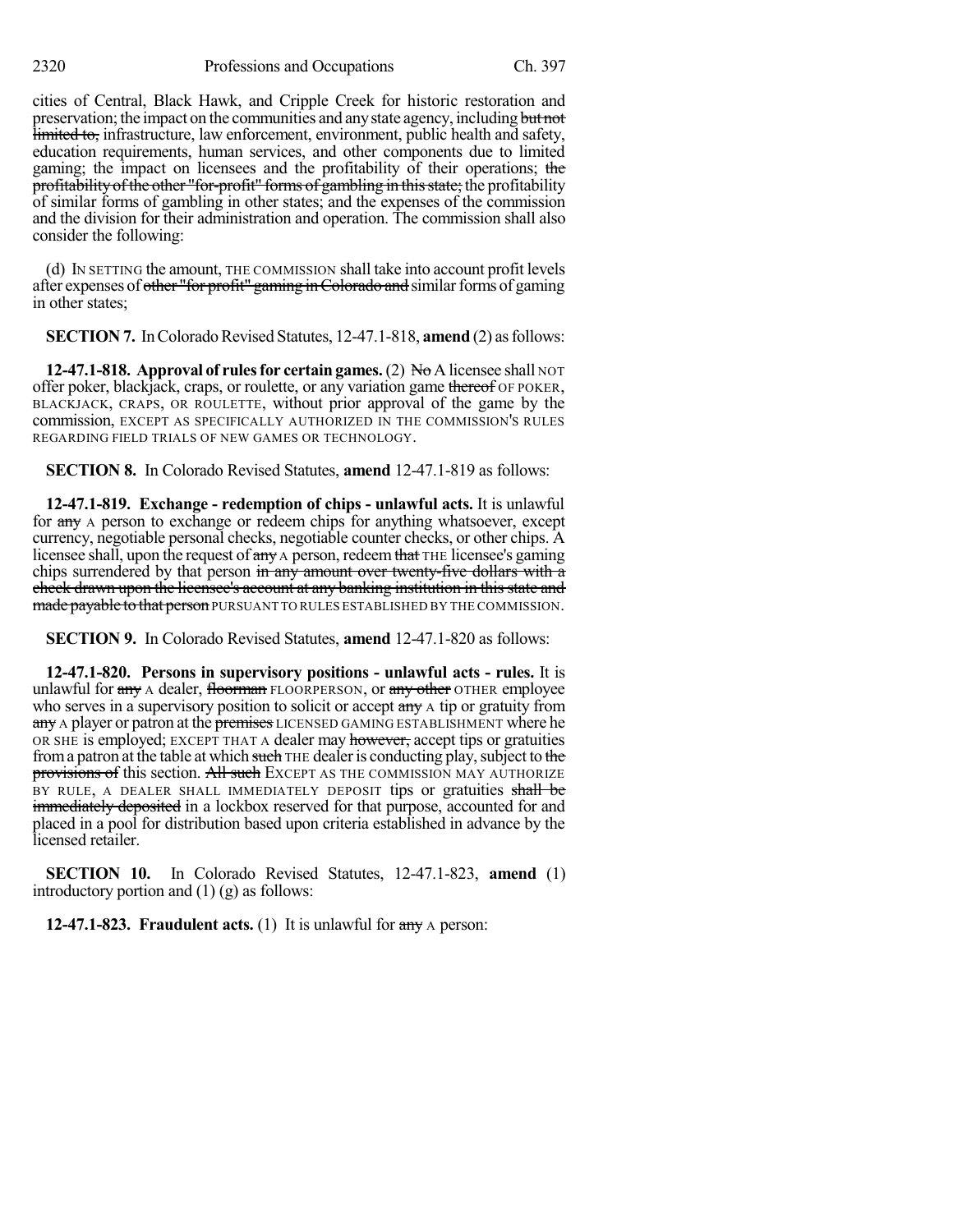cities of Central, Black Hawk, and Cripple Creek for historic restoration and preservation; the impact on the communities and any state agency, including ~~but not limited to,~~ infrastructure, law enforcement, environment, public health and safety, education requirements, human services, and other components due to limited gaming; the impact on licensees and the profitability of their operations; ~~the profitability of the other "for-profit" forms of gambling in this state;~~ the profitability of similar forms of gambling in other states; and the expenses of the commission and the division for their administration and operation. The commission shall also consider the following:

(d) IN SETTING the amount, THE COMMISSION shall take into account profit levels after expenses of ~~other "for profit" gaming in Colorado and~~ similar forms of gaming in other states;

**SECTION 7.** In Colorado Revised Statutes, 12-47.1-818, **amend** (2) as follows:

**12-47.1-818. Approval of rules for certain games.** (2) ~~No~~ A licensee shall NOT offer poker, blackjack, craps, or roulette, or any variation game ~~thereof~~ OF POKER, BLACKJACK, CRAPS, OR ROULETTE, without prior approval of the game by the commission, EXCEPT AS SPECIFICALLY AUTHORIZED IN THE COMMISSION'S RULES REGARDING FIELD TRIALS OF NEW GAMES OR TECHNOLOGY.

**SECTION 8.** In Colorado Revised Statutes, **amend** 12-47.1-819 as follows:

**12-47.1-819. Exchange - redemption of chips - unlawful acts.** It is unlawful for ~~any~~ A person to exchange or redeem chips for anything whatsoever, except currency, negotiable personal checks, negotiable counter checks, or other chips. A licensee shall, upon the request of ~~any~~ A person, redeem ~~that~~ THE licensee's gaming chips surrendered by that person ~~in any amount over twenty-five dollars with a check drawn upon the licensee's account at any banking institution in this state and made payable to that person~~ PURSUANT TO RULES ESTABLISHED BY THE COMMISSION.

**SECTION 9.** In Colorado Revised Statutes, **amend** 12-47.1-820 as follows:

**12-47.1-820. Persons in supervisory positions - unlawful acts - rules.** It is unlawful for ~~any~~ A dealer, ~~floorman~~ FLOORPERSON, or ~~any other~~ OTHER employee who serves in a supervisory position to solicit or accept ~~any~~ A tip or gratuity from ~~any~~ A player or patron at the ~~premises~~ LICENSED GAMING ESTABLISHMENT where he OR SHE is employed; EXCEPT THAT A dealer may ~~however,~~ accept tips or gratuities from a patron at the table at which ~~such~~ THE dealer is conducting play, subject to ~~the provisions of~~ this section. ~~All such~~ EXCEPT AS THE COMMISSION MAY AUTHORIZE BY RULE, A DEALER SHALL IMMEDIATELY DEPOSIT tips or gratuities ~~shall be immediately deposited~~ in a lockbox reserved for that purpose, accounted for and placed in a pool for distribution based upon criteria established in advance by the licensed retailer.

**SECTION 10.** In Colorado Revised Statutes, 12-47.1-823, **amend** (1) introductory portion and (1) (g) as follows:

**12-47.1-823. Fraudulent acts.** (1) It is unlawful for ~~any~~ A person: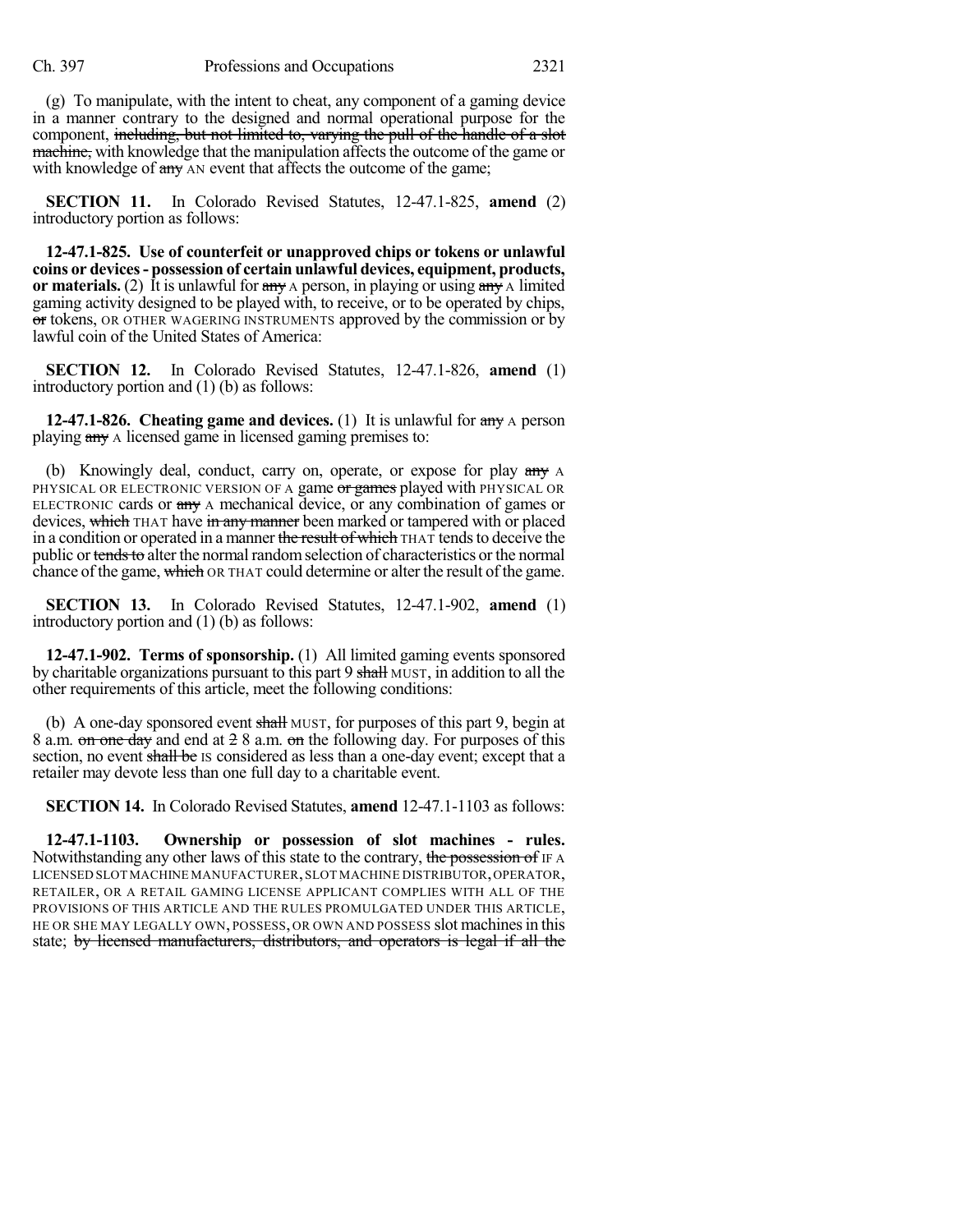(g) To manipulate, with the intent to cheat, any component of a gaming device in a manner contrary to the designed and normal operational purpose for the component, ~~including, but not limited to, varying the pull of the handle of a slot machine,~~ with knowledge that the manipulation affects the outcome of the game or with knowledge of ~~any~~ AN event that affects the outcome of the game;

**SECTION 11.** In Colorado Revised Statutes, 12-47.1-825, **amend** (2) introductory portion as follows:

**12-47.1-825. Use of counterfeit or unapproved chips or tokens or unlawful coins or devices - possession of certain unlawful devices, equipment, products, or materials.** (2) It is unlawful for ~~any~~ A person, in playing or using ~~any~~ A limited gaming activity designed to be played with, to receive, or to be operated by chips, ~~or~~ tokens, OR OTHER WAGERING INSTRUMENTS approved by the commission or by lawful coin of the United States of America:

**SECTION 12.** In Colorado Revised Statutes, 12-47.1-826, **amend** (1) introductory portion and (1) (b) as follows:

**12-47.1-826. Cheating game and devices.** (1) It is unlawful for ~~any~~ A person playing ~~any~~ A licensed game in licensed gaming premises to:

(b) Knowingly deal, conduct, carry on, operate, or expose for play ~~any~~ A PHYSICAL OR ELECTRONIC VERSION OF A game ~~or games~~ played with PHYSICAL OR ELECTRONIC cards or ~~any~~ A mechanical device, or any combination of games or devices, ~~which~~ THAT have ~~in any manner~~ been marked or tampered with or placed in a condition or operated in a manner ~~the result of which~~ THAT tends to deceive the public or ~~tends to~~ alter the normal random selection of characteristics or the normal chance of the game, ~~which~~ OR THAT could determine or alter the result of the game.

**SECTION 13.** In Colorado Revised Statutes, 12-47.1-902, **amend** (1) introductory portion and (1) (b) as follows:

**12-47.1-902. Terms of sponsorship.** (1) All limited gaming events sponsored by charitable organizations pursuant to this part 9 ~~shall~~ MUST, in addition to all the other requirements of this article, meet the following conditions:

(b) A one-day sponsored event ~~shall~~ MUST, for purposes of this part 9, begin at 8 a.m. ~~on one day~~ and end at ~~2~~ 8 a.m. ~~on~~ the following day. For purposes of this section, no event ~~shall be~~ IS considered as less than a one-day event; except that a retailer may devote less than one full day to a charitable event.

**SECTION 14.** In Colorado Revised Statutes, **amend** 12-47.1-1103 as follows:

**12-47.1-1103. Ownership or possession of slot machines - rules.** Notwithstanding any other laws of this state to the contrary, ~~the possession of~~ IF A LICENSED SLOT MACHINE MANUFACTURER, SLOT MACHINE DISTRIBUTOR, OPERATOR, RETAILER, OR A RETAIL GAMING LICENSE APPLICANT COMPLIES WITH ALL OF THE PROVISIONS OF THIS ARTICLE AND THE RULES PROMULGATED UNDER THIS ARTICLE, HE OR SHE MAY LEGALLY OWN, POSSESS, OR OWN AND POSSESS slot machines in this state; ~~by licensed manufacturers, distributors, and operators is legal if all the~~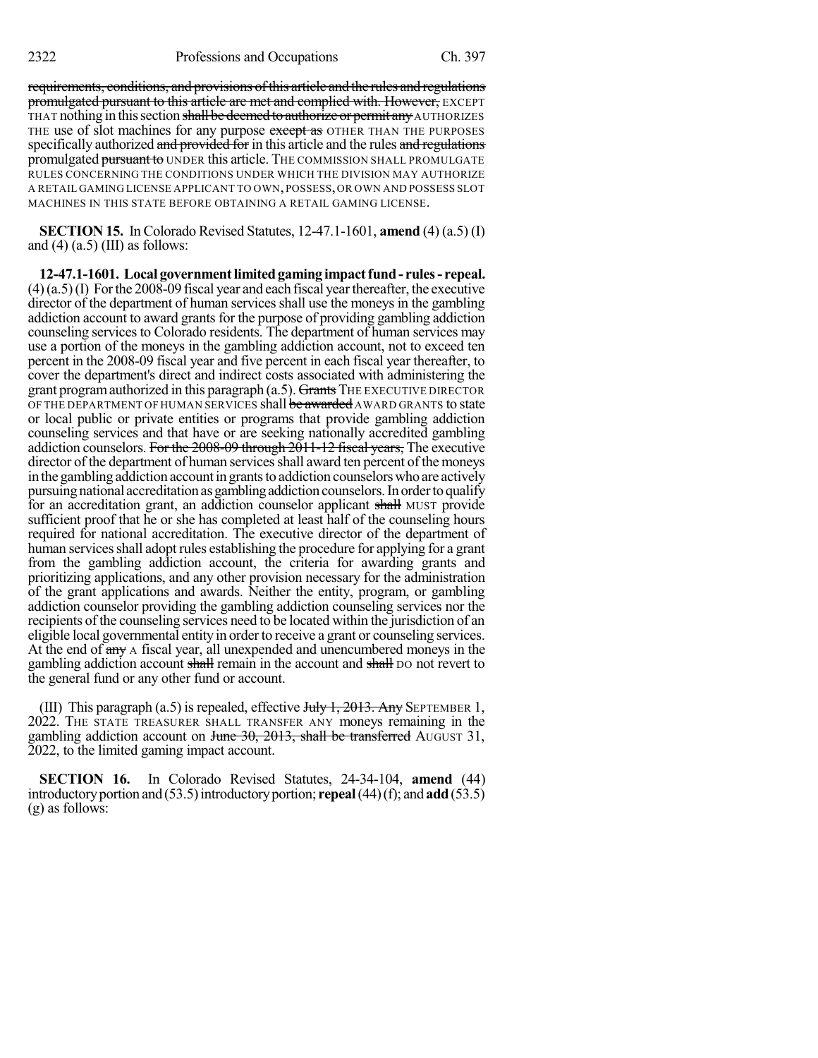~~requirements, conditions, and provisions of this article and the rules and regulations promulgated pursuant to this article are met and complied with. However,~~ EXCEPT THAT nothing in this section ~~shall be deemed to authorize or permit any~~ AUTHORIZES THE use of slot machines for any purpose ~~except as~~ OTHER THAN THE PURPOSES specifically authorized ~~and provided for~~ in this article and the rules ~~and regulations~~ promulgated ~~pursuant to~~ UNDER this article. THE COMMISSION SHALL PROMULGATE RULES CONCERNING THE CONDITIONS UNDER WHICH THE DIVISION MAY AUTHORIZE A RETAIL GAMING LICENSE APPLICANT TO OWN, POSSESS, OR OWN AND POSSESS SLOT MACHINES IN THIS STATE BEFORE OBTAINING A RETAIL GAMING LICENSE.

**SECTION 15.** In Colorado Revised Statutes, 12-47.1-1601, **amend** (4) (a.5) (I) and (4) (a.5) (III) as follows:

**12-47.1-1601. Local government limited gaming impact fund - rules - repeal.** (4) (a.5) (I) For the 2008-09 fiscal year and each fiscal year thereafter, the executive director of the department of human services shall use the moneys in the gambling addiction account to award grants for the purpose of providing gambling addiction counseling services to Colorado residents. The department of human services may use a portion of the moneys in the gambling addiction account, not to exceed ten percent in the 2008-09 fiscal year and five percent in each fiscal year thereafter, to cover the department's direct and indirect costs associated with administering the grant program authorized in this paragraph (a.5). ~~Grants~~ THE EXECUTIVE DIRECTOR OF THE DEPARTMENT OF HUMAN SERVICES shall ~~be awarded~~ AWARD GRANTS to state or local public or private entities or programs that provide gambling addiction counseling services and that have or are seeking nationally accredited gambling addiction counselors. ~~For the 2008-09 through 2011-12 fiscal years,~~ The executive director of the department of human services shall award ten percent of the moneys in the gambling addiction account in grants to addiction counselors who are actively pursuing national accreditation as gambling addiction counselors. In order to qualify for an accreditation grant, an addiction counselor applicant ~~shall~~ MUST provide sufficient proof that he or she has completed at least half of the counseling hours required for national accreditation. The executive director of the department of human services shall adopt rules establishing the procedure for applying for a grant from the gambling addiction account, the criteria for awarding grants and prioritizing applications, and any other provision necessary for the administration of the grant applications and awards. Neither the entity, program, or gambling addiction counselor providing the gambling addiction counseling services nor the recipients of the counseling services need to be located within the jurisdiction of an eligible local governmental entity in order to receive a grant or counseling services. At the end of ~~any~~ A fiscal year, all unexpended and unencumbered moneys in the gambling addiction account ~~shall~~ remain in the account and ~~shall~~ DO not revert to the general fund or any other fund or account.

(III) This paragraph (a.5) is repealed, effective ~~July 1, 2013. Any~~ SEPTEMBER 1, 2022. THE STATE TREASURER SHALL TRANSFER ANY moneys remaining in the gambling addiction account on ~~June 30, 2013, shall be transferred~~ AUGUST 31, 2022, to the limited gaming impact account.

**SECTION 16.** In Colorado Revised Statutes, 24-34-104, **amend** (44) introductory portion and (53.5) introductory portion; **repeal** (44) (f); and **add** (53.5) (g) as follows: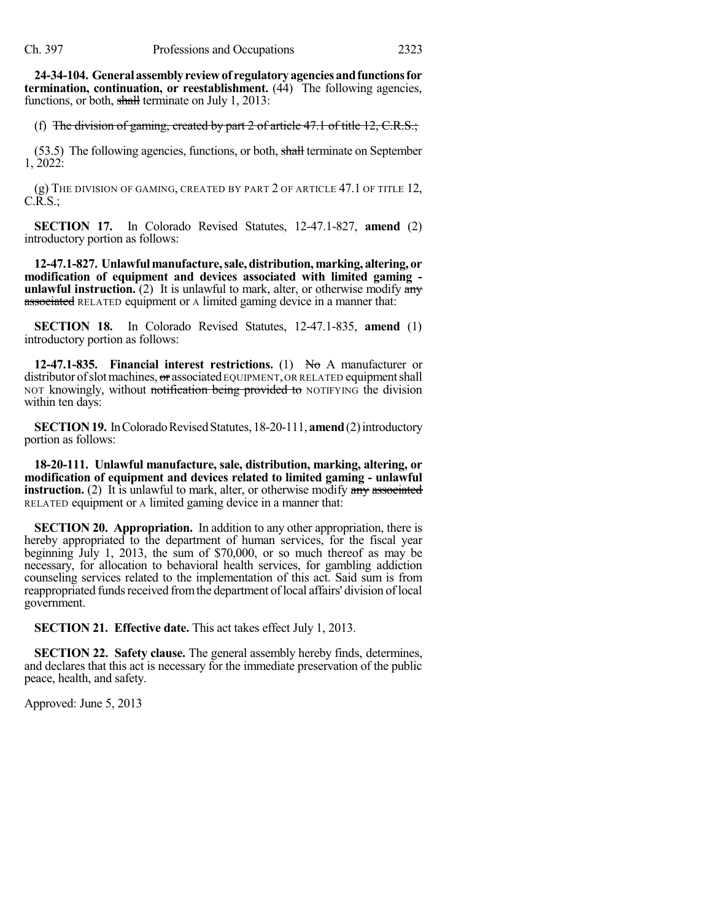**24-34-104. General assembly review of regulatory agencies and functions for termination, continuation, or reestablishment.** (44) The following agencies, functions, or both, ~~shall~~ terminate on July 1, 2013:

(f) ~~The division of gaming, created by part 2 of article 47.1 of title 12, C.R.S.;~~

(53.5) The following agencies, functions, or both, ~~shall~~ terminate on September 1, 2022:

(g) THE DIVISION OF GAMING, CREATED BY PART 2 OF ARTICLE 47.1 OF TITLE 12, C.R.S.;

**SECTION 17.** In Colorado Revised Statutes, 12-47.1-827, **amend** (2) introductory portion as follows:

**12-47.1-827. Unlawful manufacture, sale, distribution, marking, altering, or modification of equipment and devices associated with limited gaming - unlawful instruction.** (2) It is unlawful to mark, alter, or otherwise modify ~~any associated~~ RELATED equipment or A limited gaming device in a manner that:

**SECTION 18.** In Colorado Revised Statutes, 12-47.1-835, **amend** (1) introductory portion as follows:

**12-47.1-835. Financial interest restrictions.** (1) ~~No~~ A manufacturer or distributor of slot machines, ~~or~~ associated EQUIPMENT, OR RELATED equipment shall NOT knowingly, without ~~notification being provided to~~ NOTIFYING the division within ten days:

**SECTION 19.** In Colorado Revised Statutes, 18-20-111, **amend** (2) introductory portion as follows:

**18-20-111. Unlawful manufacture, sale, distribution, marking, altering, or modification of equipment and devices related to limited gaming - unlawful instruction.** (2) It is unlawful to mark, alter, or otherwise modify ~~any associated~~ RELATED equipment or A limited gaming device in a manner that:

**SECTION 20. Appropriation.** In addition to any other appropriation, there is hereby appropriated to the department of human services, for the fiscal year beginning July 1, 2013, the sum of $70,000, or so much thereof as may be necessary, for allocation to behavioral health services, for gambling addiction counseling services related to the implementation of this act. Said sum is from reappropriated funds received from the department of local affairs' division of local government.

**SECTION 21. Effective date.** This act takes effect July 1, 2013.

**SECTION 22. Safety clause.** The general assembly hereby finds, determines, and declares that this act is necessary for the immediate preservation of the public peace, health, and safety.

Approved: June 5, 2013